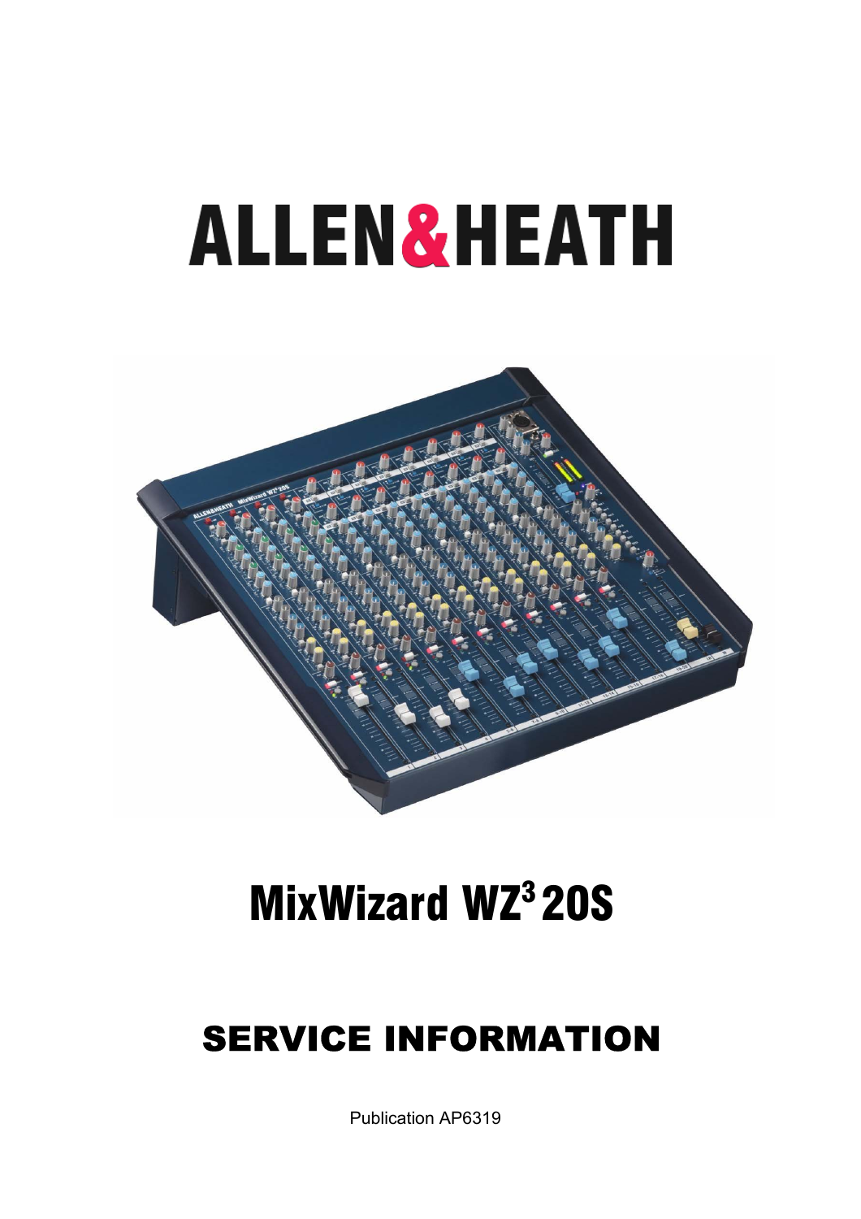# ALLEN&HEATH

# MixWizard $WZ^3$ 20S

## SERVICE INFORMATION

Publication AP6319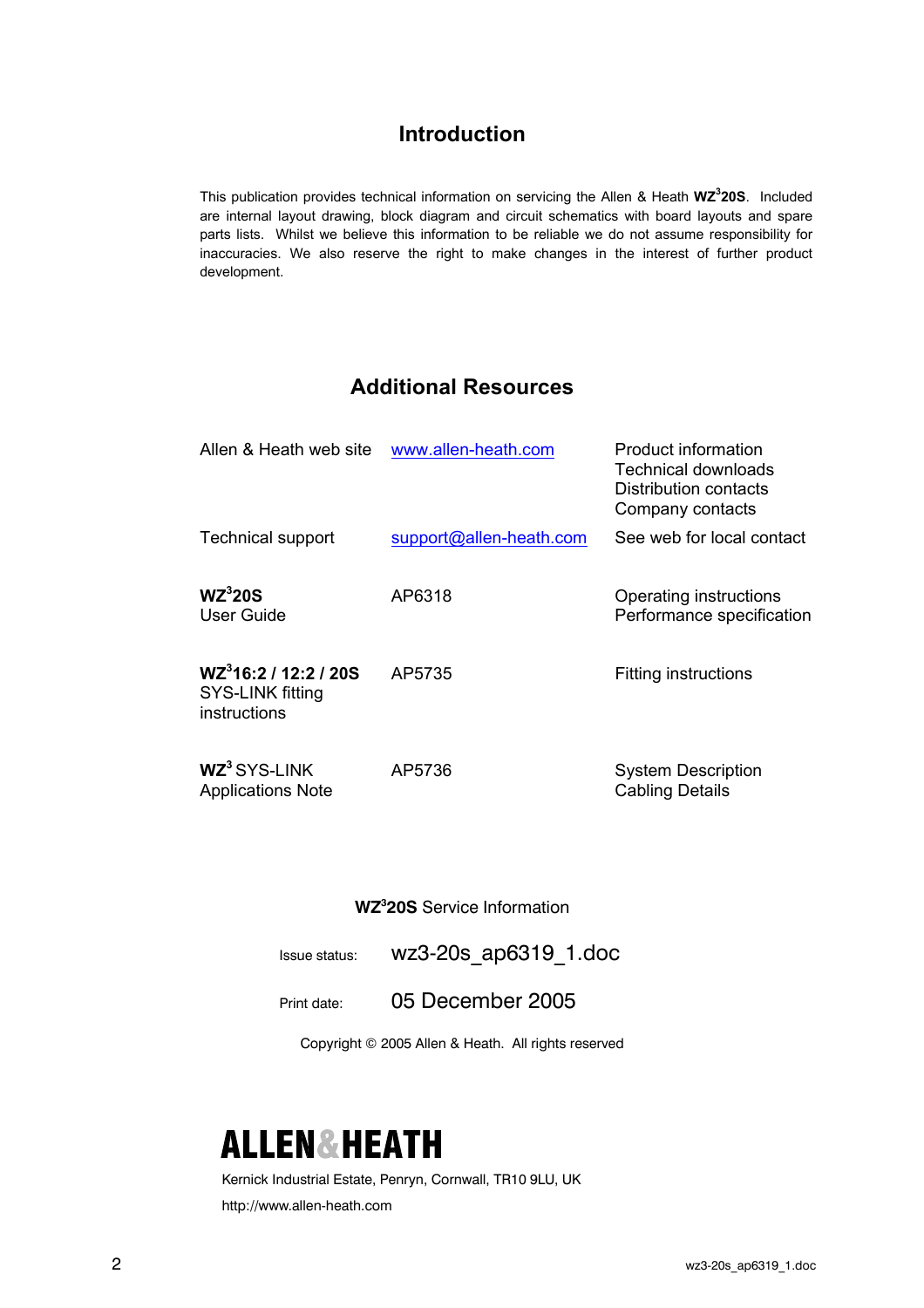# Introduction

This publication provides technical information on servicing the Allen & Heath **WZ³20S**. Included are internal layout drawing, block diagram and circuit schematics with board layouts and spare parts lists. Whilst we believe this information to be reliable we do not assume responsibility for inaccuracies. We also reserve the right to make changes in the interest of further product development.

# Additional Resources

| | | |
|---|---|---|
| Allen & Heath web site | www.allen-heath.com | Product information<br>Technical downloads<br>Distribution contacts<br>Company contacts |
| Technical support | support@allen-heath.com | See web for local contact |
| **WZ³20S**<br>User Guide | AP6318 | Operating instructions<br>Performance specification |
| **WZ³16:2 / 12:2 / 20S**<br>SYS-LINK fitting instructions | AP5735 | Fitting instructions |
| **WZ³** SYS-LINK<br>Applications Note | AP5736 | System Description<br>Cabling Details |

**WZ³20S** Service Information

Issue status: wz3-20s_ap6319_1.doc

Print date: 05 December 2005

Copyright © 2005 Allen & Heath. All rights reserved

**ALLEN&HEATH**

Kernick Industrial Estate, Penryn, Cornwall, TR10 9LU, UK

http://www.allen-heath.com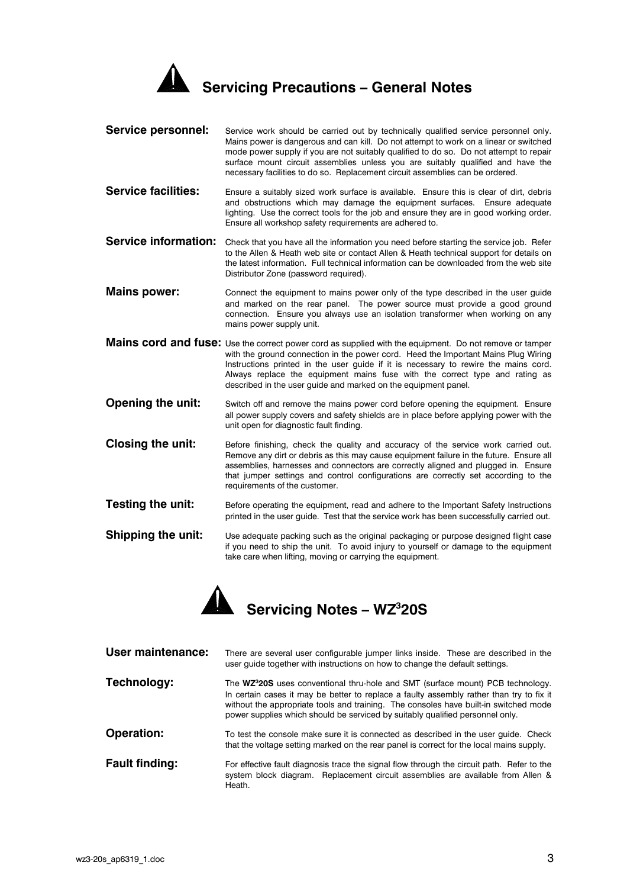# Servicing Precautions – General Notes

**Service personnel:** Service work should be carried out by technically qualified service personnel only. Mains power is dangerous and can kill. Do not attempt to work on a linear or switched mode power supply if you are not suitably qualified to do so. Do not attempt to repair surface mount circuit assemblies unless you are suitably qualified and have the necessary facilities to do so. Replacement circuit assemblies can be ordered.

**Service facilities:** Ensure a suitably sized work surface is available. Ensure this is clear of dirt, debris and obstructions which may damage the equipment surfaces. Ensure adequate lighting. Use the correct tools for the job and ensure they are in good working order. Ensure all workshop safety requirements are adhered to.

**Service information:** Check that you have all the information you need before starting the service job. Refer to the Allen & Heath web site or contact Allen & Heath technical support for details on the latest information. Full technical information can be downloaded from the web site Distributor Zone (password required).

**Mains power:** Connect the equipment to mains power only of the type described in the user guide and marked on the rear panel. The power source must provide a good ground connection. Ensure you always use an isolation transformer when working on any mains power supply unit.

**Mains cord and fuse:** Use the correct power cord as supplied with the equipment. Do not remove or tamper with the ground connection in the power cord. Heed the Important Mains Plug Wiring Instructions printed in the user guide if it is necessary to rewire the mains cord. Always replace the equipment mains fuse with the correct type and rating as described in the user guide and marked on the equipment panel.

**Opening the unit:** Switch off and remove the mains power cord before opening the equipment. Ensure all power supply covers and safety shields are in place before applying power with the unit open for diagnostic fault finding.

**Closing the unit:** Before finishing, check the quality and accuracy of the service work carried out. Remove any dirt or debris as this may cause equipment failure in the future. Ensure all assemblies, harnesses and connectors are correctly aligned and plugged in. Ensure that jumper settings and control configurations are correctly set according to the requirements of the customer.

**Testing the unit:** Before operating the equipment, read and adhere to the Important Safety Instructions printed in the user guide. Test that the service work has been successfully carried out.

**Shipping the unit:** Use adequate packing such as the original packaging or purpose designed flight case if you need to ship the unit. To avoid injury to yourself or damage to the equipment take care when lifting, moving or carrying the equipment.

# Servicing Notes – $WZ^3$20S

**User maintenance:** There are several user configurable jumper links inside. These are described in the user guide together with instructions on how to change the default settings.

**Technology:** The **$WZ^3$20S** uses conventional thru-hole and SMT (surface mount) PCB technology. In certain cases it may be better to replace a faulty assembly rather than try to fix it without the appropriate tools and training. The consoles have built-in switched mode power supplies which should be serviced by suitably qualified personnel only.

**Operation:** To test the console make sure it is connected as described in the user guide. Check that the voltage setting marked on the rear panel is correct for the local mains supply.

**Fault finding:** For effective fault diagnosis trace the signal flow through the circuit path. Refer to the system block diagram. Replacement circuit assemblies are available from Allen & Heath.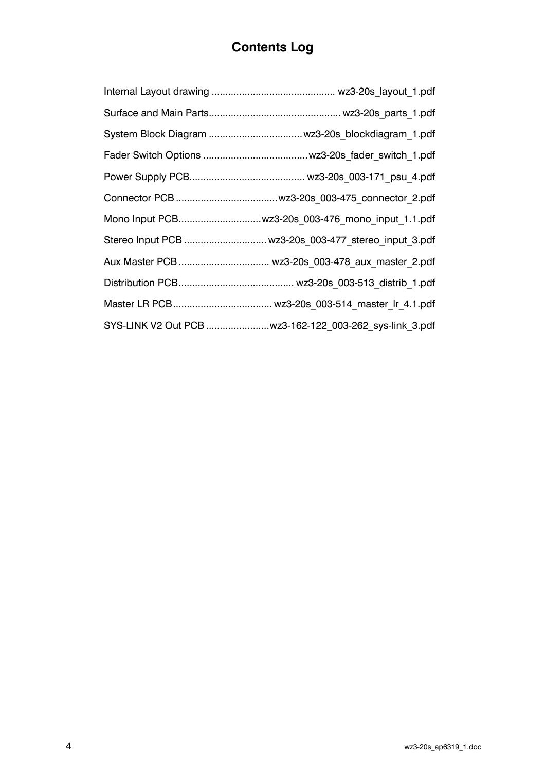# Contents Log

Internal Layout drawing ............................................ wz3-20s_layout_1.pdf

Surface and Main Parts............................................... wz3-20s_parts_1.pdf

System Block Diagram .................................wz3-20s_blockdiagram_1.pdf

Fader Switch Options .....................................wz3-20s_fader_switch_1.pdf

Power Supply PCB......................................... wz3-20s_003-171_psu_4.pdf

Connector PCB ....................................wz3-20s_003-475_connector_2.pdf

Mono Input PCB.............................wz3-20s_003-476_mono_input_1.1.pdf

Stereo Input PCB .............................wz3-20s_003-477_stereo_input_3.pdf

Aux Master PCB ................................ wz3-20s_003-478_aux_master_2.pdf

Distribution PCB......................................... wz3-20s_003-513_distrib_1.pdf

Master LR PCB................................... wz3-20s_003-514_master_lr_4.1.pdf

SYS-LINK V2 Out PCB ......................wz3-162-122_003-262_sys-link_3.pdf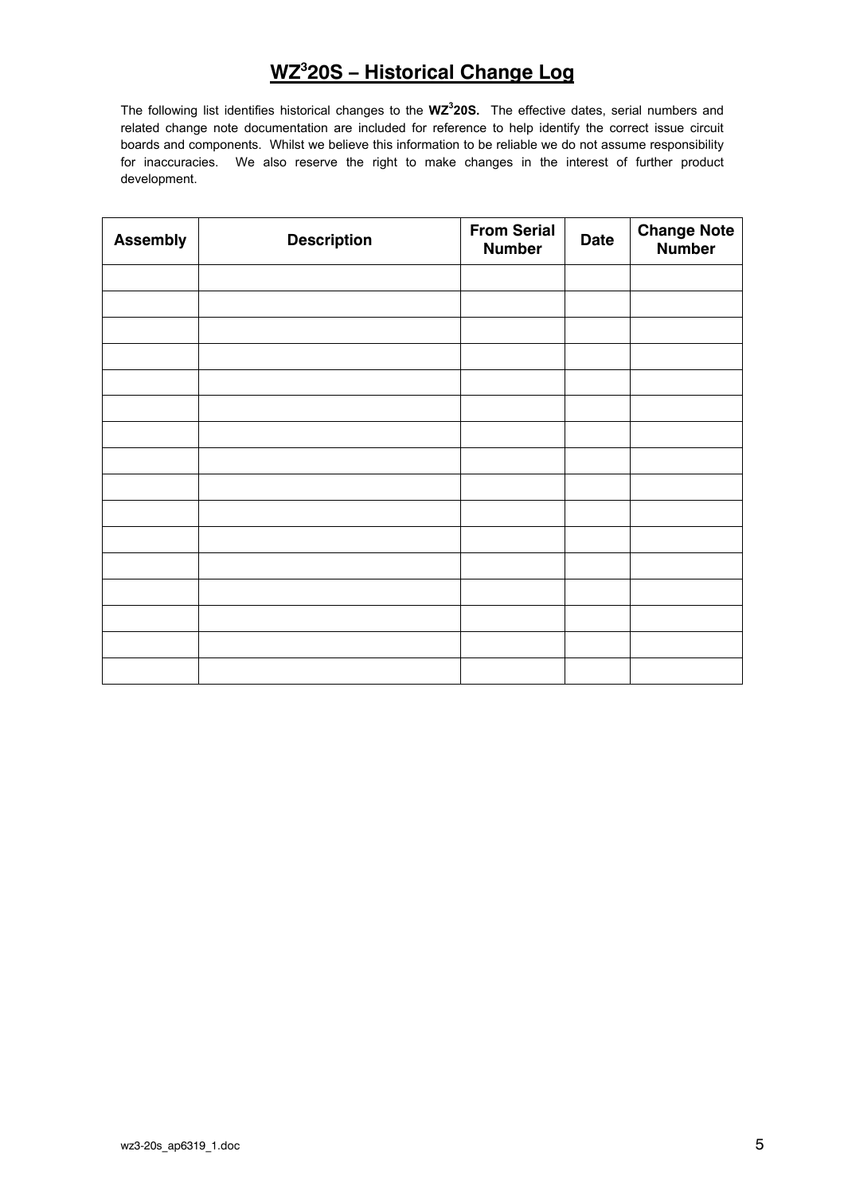# WZ³20S – Historical Change Log

The following list identifies historical changes to the **WZ³20S.** The effective dates, serial numbers and related change note documentation are included for reference to help identify the correct issue circuit boards and components. Whilst we believe this information to be reliable we do not assume responsibility for inaccuracies. We also reserve the right to make changes in the interest of further product development.

| Assembly | Description | From Serial Number | Date | Change Note Number |
|---|---|---|---|---|
| | | | | |
| | | | | |
| | | | | |
| | | | | |
| | | | | |
| | | | | |
| | | | | |
| | | | | |
| | | | | |
| | | | | |
| | | | | |
| | | | | |
| | | | | |
| | | | | |
| | | | | |
| | | | | |

wz3-20s_ap6319_1.doc